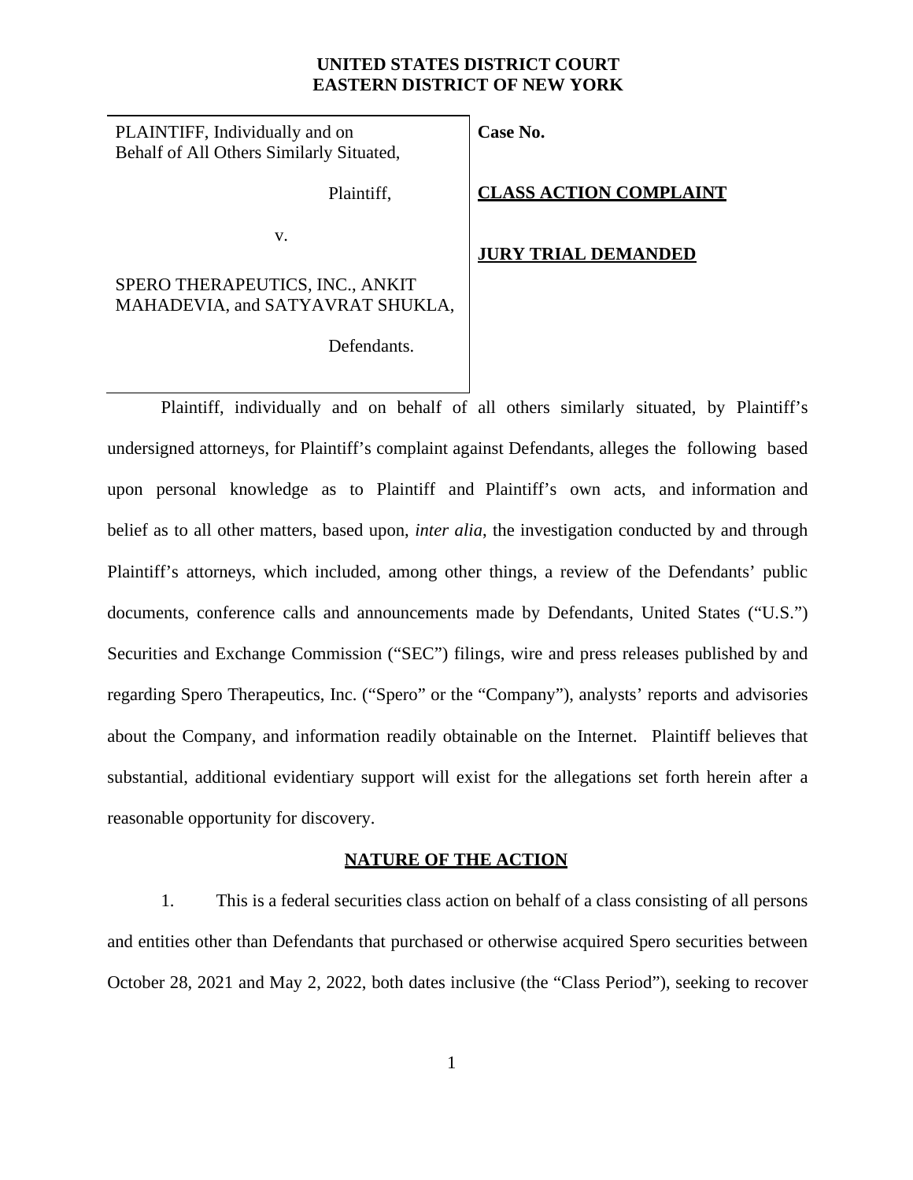**UNITED STATES DISTRICT COURT**
**EASTERN DISTRICT OF NEW YORK**

| | |
|---|---|
| PLAINTIFF, Individually and on Behalf of All Others Similarly Situated,<br><br>Plaintiff,<br><br>v.<br><br>SPERO THERAPEUTICS, INC., ANKIT MAHADEVIA, and SATYAVRAT SHUKLA,<br><br>Defendants. | **Case No.**<br><br>**CLASS ACTION COMPLAINT**<br><br>**JURY TRIAL DEMANDED** |

Plaintiff, individually and on behalf of all others similarly situated, by Plaintiff's undersigned attorneys, for Plaintiff's complaint against Defendants, alleges the following based upon personal knowledge as to Plaintiff and Plaintiff's own acts, and information and belief as to all other matters, based upon, *inter alia*, the investigation conducted by and through Plaintiff's attorneys, which included, among other things, a review of the Defendants' public documents, conference calls and announcements made by Defendants, United States ("U.S.") Securities and Exchange Commission ("SEC") filings, wire and press releases published by and regarding Spero Therapeutics, Inc. ("Spero" or the "Company"), analysts' reports and advisories about the Company, and information readily obtainable on the Internet. Plaintiff believes that substantial, additional evidentiary support will exist for the allegations set forth herein after a reasonable opportunity for discovery.

**NATURE OF THE ACTION**

1. This is a federal securities class action on behalf of a class consisting of all persons and entities other than Defendants that purchased or otherwise acquired Spero securities between October 28, 2021 and May 2, 2022, both dates inclusive (the "Class Period"), seeking to recover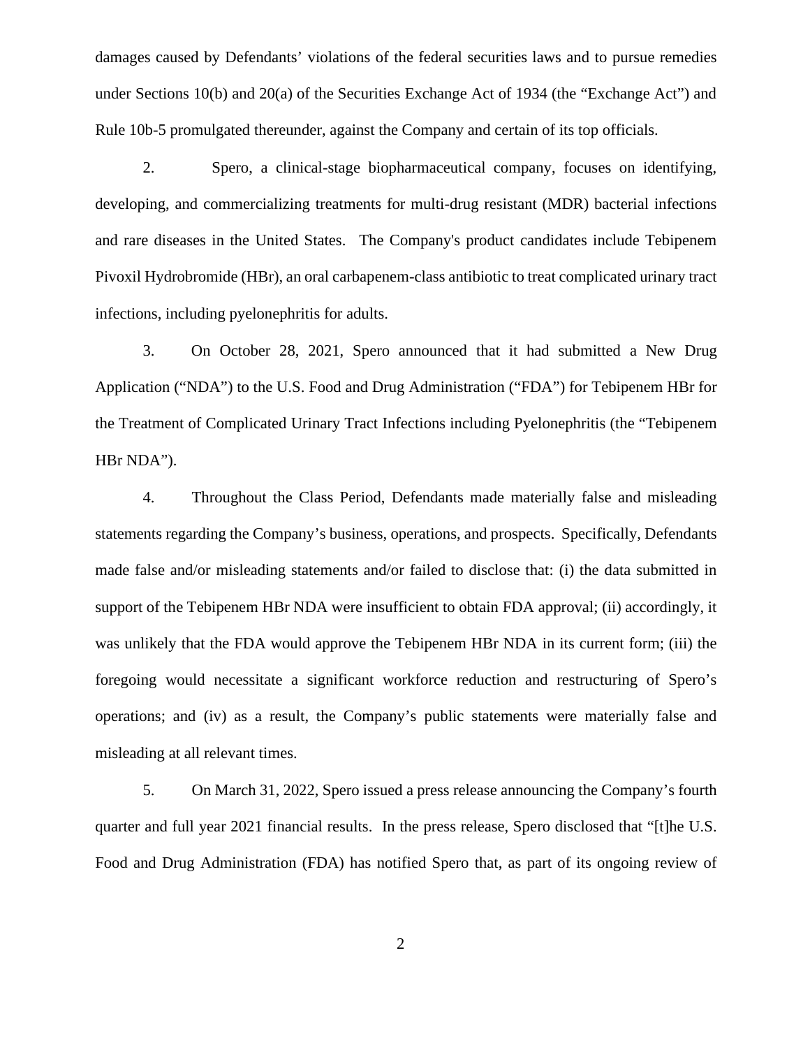damages caused by Defendants' violations of the federal securities laws and to pursue remedies under Sections 10(b) and 20(a) of the Securities Exchange Act of 1934 (the "Exchange Act") and Rule 10b-5 promulgated thereunder, against the Company and certain of its top officials.

2. Spero, a clinical-stage biopharmaceutical company, focuses on identifying, developing, and commercializing treatments for multi-drug resistant (MDR) bacterial infections and rare diseases in the United States. The Company's product candidates include Tebipenem Pivoxil Hydrobromide (HBr), an oral carbapenem-class antibiotic to treat complicated urinary tract infections, including pyelonephritis for adults.

3. On October 28, 2021, Spero announced that it had submitted a New Drug Application ("NDA") to the U.S. Food and Drug Administration ("FDA") for Tebipenem HBr for the Treatment of Complicated Urinary Tract Infections including Pyelonephritis (the "Tebipenem HBr NDA").

4. Throughout the Class Period, Defendants made materially false and misleading statements regarding the Company's business, operations, and prospects. Specifically, Defendants made false and/or misleading statements and/or failed to disclose that: (i) the data submitted in support of the Tebipenem HBr NDA were insufficient to obtain FDA approval; (ii) accordingly, it was unlikely that the FDA would approve the Tebipenem HBr NDA in its current form; (iii) the foregoing would necessitate a significant workforce reduction and restructuring of Spero's operations; and (iv) as a result, the Company's public statements were materially false and misleading at all relevant times.

5. On March 31, 2022, Spero issued a press release announcing the Company's fourth quarter and full year 2021 financial results. In the press release, Spero disclosed that "[t]he U.S. Food and Drug Administration (FDA) has notified Spero that, as part of its ongoing review of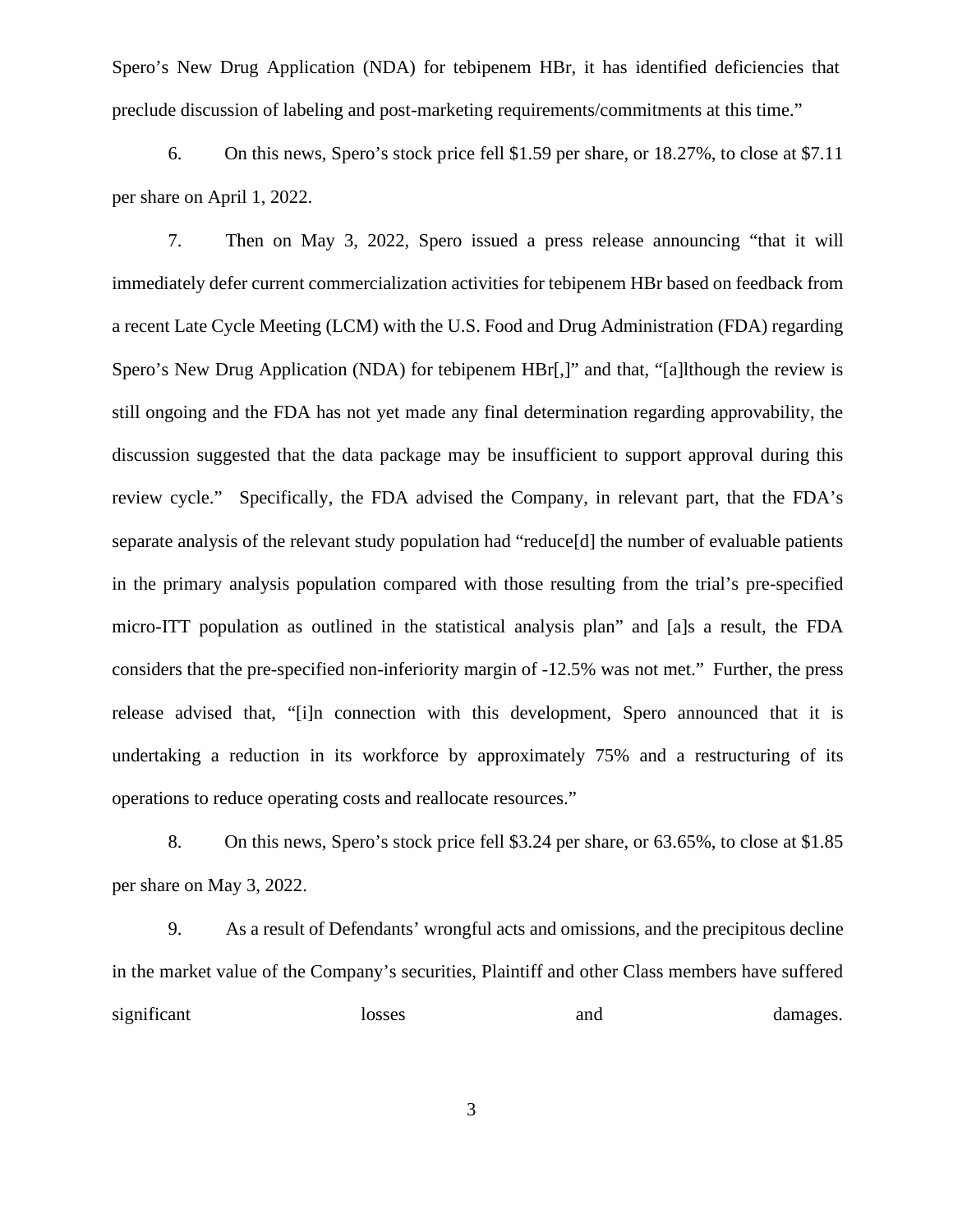Spero's New Drug Application (NDA) for tebipenem HBr, it has identified deficiencies that preclude discussion of labeling and post-marketing requirements/commitments at this time."

6. On this news, Spero's stock price fell $1.59 per share, or 18.27%, to close at $7.11 per share on April 1, 2022.

7. Then on May 3, 2022, Spero issued a press release announcing "that it will immediately defer current commercialization activities for tebipenem HBr based on feedback from a recent Late Cycle Meeting (LCM) with the U.S. Food and Drug Administration (FDA) regarding Spero's New Drug Application (NDA) for tebipenem HBr[,]" and that, "[a]lthough the review is still ongoing and the FDA has not yet made any final determination regarding approvability, the discussion suggested that the data package may be insufficient to support approval during this review cycle." Specifically, the FDA advised the Company, in relevant part, that the FDA's separate analysis of the relevant study population had "reduce[d] the number of evaluable patients in the primary analysis population compared with those resulting from the trial's pre-specified micro-ITT population as outlined in the statistical analysis plan" and [a]s a result, the FDA considers that the pre-specified non-inferiority margin of -12.5% was not met." Further, the press release advised that, "[i]n connection with this development, Spero announced that it is undertaking a reduction in its workforce by approximately 75% and a restructuring of its operations to reduce operating costs and reallocate resources."

8. On this news, Spero's stock price fell $3.24 per share, or 63.65%, to close at $1.85 per share on May 3, 2022.

9. As a result of Defendants' wrongful acts and omissions, and the precipitous decline in the market value of the Company's securities, Plaintiff and other Class members have suffered significant losses and damages.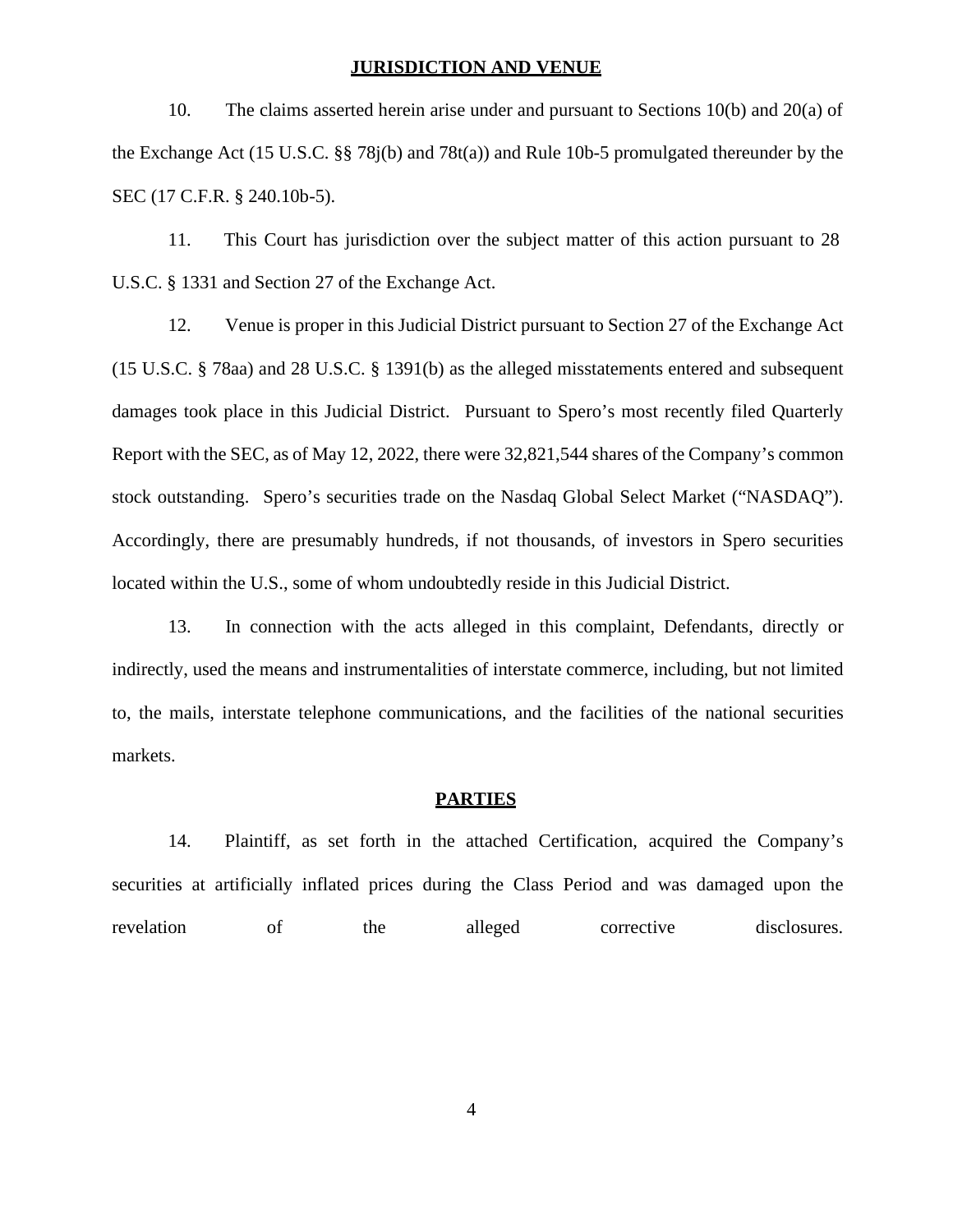## JURISDICTION AND VENUE

10. The claims asserted herein arise under and pursuant to Sections 10(b) and 20(a) of the Exchange Act (15 U.S.C. §§ 78j(b) and 78t(a)) and Rule 10b-5 promulgated thereunder by the SEC (17 C.F.R. § 240.10b-5).

11. This Court has jurisdiction over the subject matter of this action pursuant to 28 U.S.C. § 1331 and Section 27 of the Exchange Act.

12. Venue is proper in this Judicial District pursuant to Section 27 of the Exchange Act (15 U.S.C. § 78aa) and 28 U.S.C. § 1391(b) as the alleged misstatements entered and subsequent damages took place in this Judicial District. Pursuant to Spero's most recently filed Quarterly Report with the SEC, as of May 12, 2022, there were 32,821,544 shares of the Company's common stock outstanding. Spero's securities trade on the Nasdaq Global Select Market ("NASDAQ"). Accordingly, there are presumably hundreds, if not thousands, of investors in Spero securities located within the U.S., some of whom undoubtedly reside in this Judicial District.

13. In connection with the acts alleged in this complaint, Defendants, directly or indirectly, used the means and instrumentalities of interstate commerce, including, but not limited to, the mails, interstate telephone communications, and the facilities of the national securities markets.

## PARTIES

14. Plaintiff, as set forth in the attached Certification, acquired the Company's securities at artificially inflated prices during the Class Period and was damaged upon the revelation of the alleged corrective disclosures.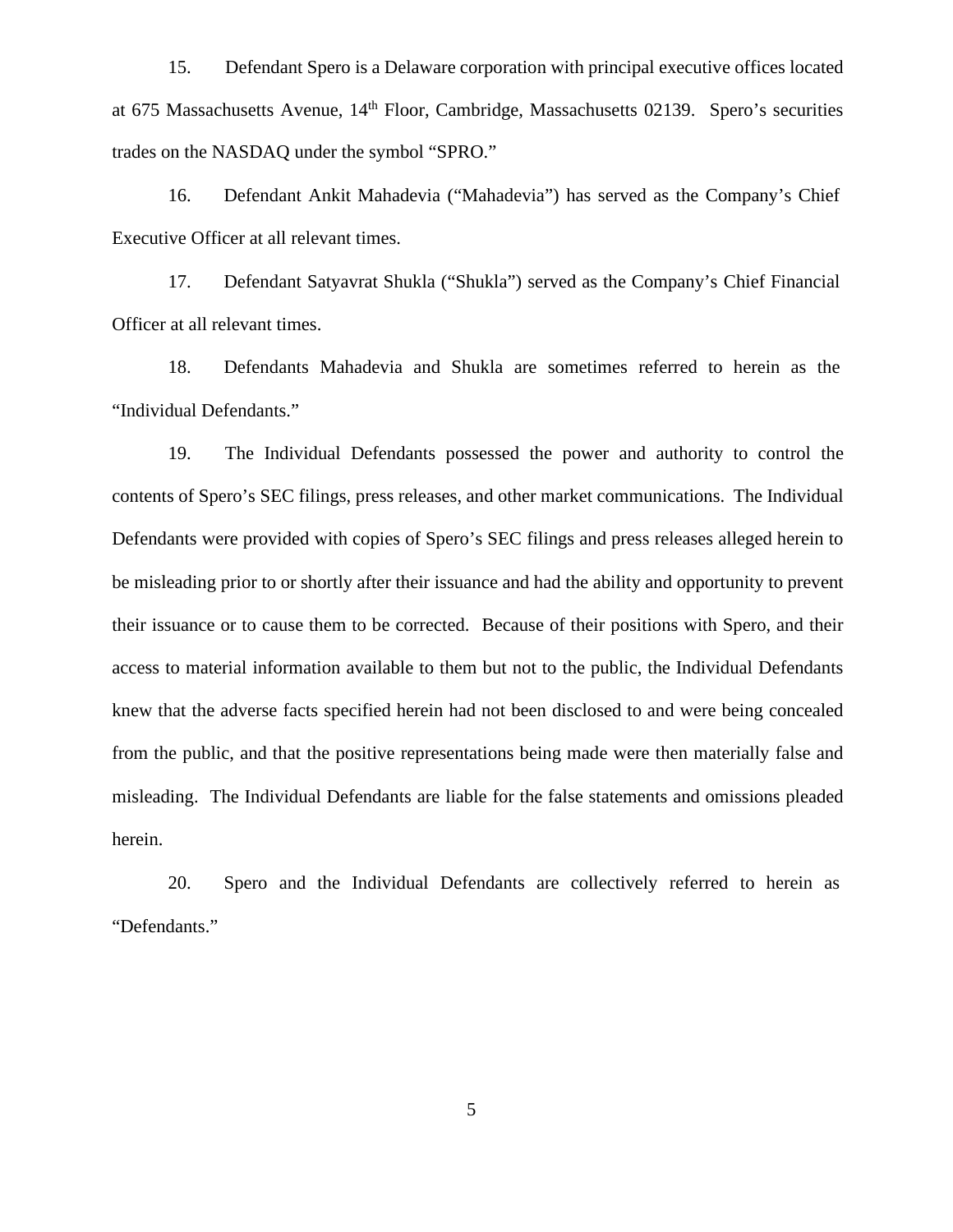15. Defendant Spero is a Delaware corporation with principal executive offices located at 675 Massachusetts Avenue, 14th Floor, Cambridge, Massachusetts 02139. Spero's securities trades on the NASDAQ under the symbol "SPRO."

16. Defendant Ankit Mahadevia ("Mahadevia") has served as the Company's Chief Executive Officer at all relevant times.

17. Defendant Satyavrat Shukla ("Shukla") served as the Company's Chief Financial Officer at all relevant times.

18. Defendants Mahadevia and Shukla are sometimes referred to herein as the "Individual Defendants."

19. The Individual Defendants possessed the power and authority to control the contents of Spero's SEC filings, press releases, and other market communications. The Individual Defendants were provided with copies of Spero's SEC filings and press releases alleged herein to be misleading prior to or shortly after their issuance and had the ability and opportunity to prevent their issuance or to cause them to be corrected. Because of their positions with Spero, and their access to material information available to them but not to the public, the Individual Defendants knew that the adverse facts specified herein had not been disclosed to and were being concealed from the public, and that the positive representations being made were then materially false and misleading. The Individual Defendants are liable for the false statements and omissions pleaded herein.

20. Spero and the Individual Defendants are collectively referred to herein as "Defendants."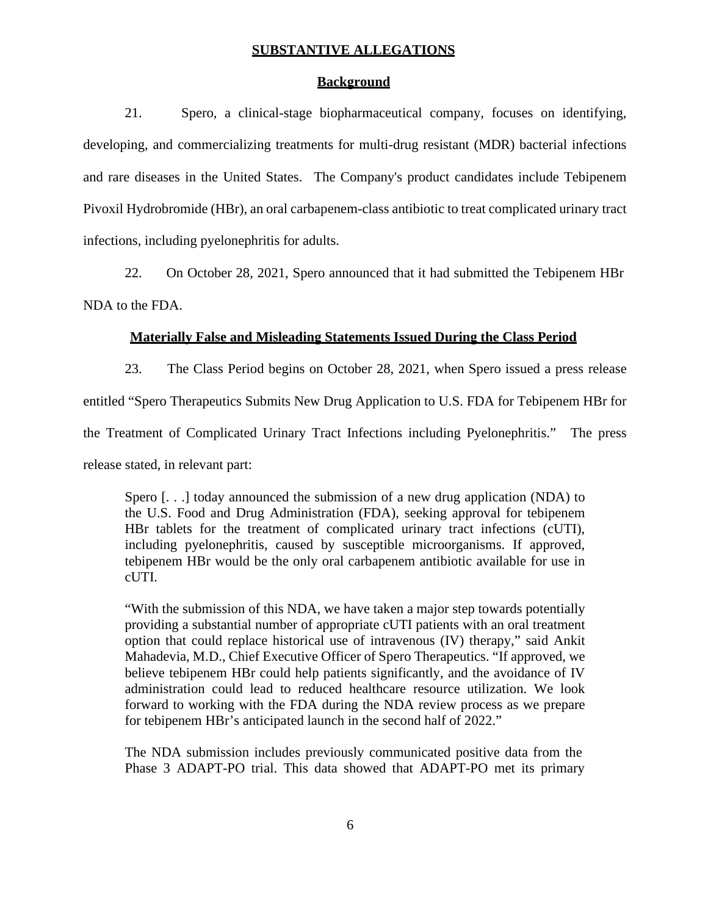## SUBSTANTIVE ALLEGATIONS

### Background

21. Spero, a clinical-stage biopharmaceutical company, focuses on identifying, developing, and commercializing treatments for multi-drug resistant (MDR) bacterial infections and rare diseases in the United States. The Company's product candidates include Tebipenem Pivoxil Hydrobromide (HBr), an oral carbapenem-class antibiotic to treat complicated urinary tract infections, including pyelonephritis for adults.

22. On October 28, 2021, Spero announced that it had submitted the Tebipenem HBr NDA to the FDA.

### Materially False and Misleading Statements Issued During the Class Period

23. The Class Period begins on October 28, 2021, when Spero issued a press release entitled "Spero Therapeutics Submits New Drug Application to U.S. FDA for Tebipenem HBr for the Treatment of Complicated Urinary Tract Infections including Pyelonephritis." The press release stated, in relevant part:

> Spero [. . .] today announced the submission of a new drug application (NDA) to the U.S. Food and Drug Administration (FDA), seeking approval for tebipenem HBr tablets for the treatment of complicated urinary tract infections (cUTI), including pyelonephritis, caused by susceptible microorganisms. If approved, tebipenem HBr would be the only oral carbapenem antibiotic available for use in cUTI.
>
> "With the submission of this NDA, we have taken a major step towards potentially providing a substantial number of appropriate cUTI patients with an oral treatment option that could replace historical use of intravenous (IV) therapy," said Ankit Mahadevia, M.D., Chief Executive Officer of Spero Therapeutics. "If approved, we believe tebipenem HBr could help patients significantly, and the avoidance of IV administration could lead to reduced healthcare resource utilization. We look forward to working with the FDA during the NDA review process as we prepare for tebipenem HBr's anticipated launch in the second half of 2022."
>
> The NDA submission includes previously communicated positive data from the Phase 3 ADAPT-PO trial. This data showed that ADAPT-PO met its primary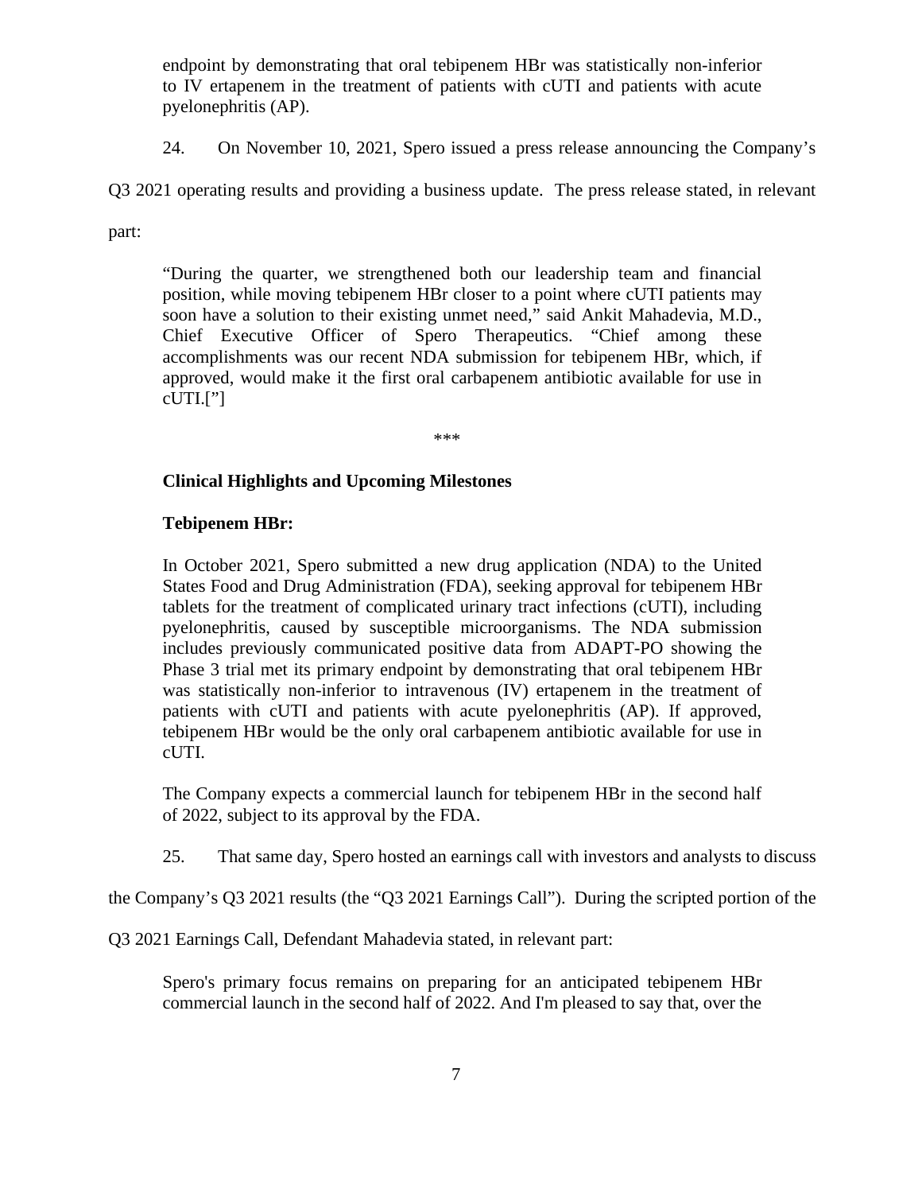endpoint by demonstrating that oral tebipenem HBr was statistically non-inferior to IV ertapenem in the treatment of patients with cUTI and patients with acute pyelonephritis (AP).

24. On November 10, 2021, Spero issued a press release announcing the Company's Q3 2021 operating results and providing a business update. The press release stated, in relevant part:

> "During the quarter, we strengthened both our leadership team and financial position, while moving tebipenem HBr closer to a point where cUTI patients may soon have a solution to their existing unmet need," said Ankit Mahadevia, M.D., Chief Executive Officer of Spero Therapeutics. "Chief among these accomplishments was our recent NDA submission for tebipenem HBr, which, if approved, would make it the first oral carbapenem antibiotic available for use in cUTI.["]
>
> \*\*\*
>
> **Clinical Highlights and Upcoming Milestones**
>
> **Tebipenem HBr:**
>
> In October 2021, Spero submitted a new drug application (NDA) to the United States Food and Drug Administration (FDA), seeking approval for tebipenem HBr tablets for the treatment of complicated urinary tract infections (cUTI), including pyelonephritis, caused by susceptible microorganisms. The NDA submission includes previously communicated positive data from ADAPT-PO showing the Phase 3 trial met its primary endpoint by demonstrating that oral tebipenem HBr was statistically non-inferior to intravenous (IV) ertapenem in the treatment of patients with cUTI and patients with acute pyelonephritis (AP). If approved, tebipenem HBr would be the only oral carbapenem antibiotic available for use in cUTI.
>
> The Company expects a commercial launch for tebipenem HBr in the second half of 2022, subject to its approval by the FDA.

25. That same day, Spero hosted an earnings call with investors and analysts to discuss the Company's Q3 2021 results (the "Q3 2021 Earnings Call"). During the scripted portion of the Q3 2021 Earnings Call, Defendant Mahadevia stated, in relevant part:

> Spero's primary focus remains on preparing for an anticipated tebipenem HBr commercial launch in the second half of 2022. And I'm pleased to say that, over the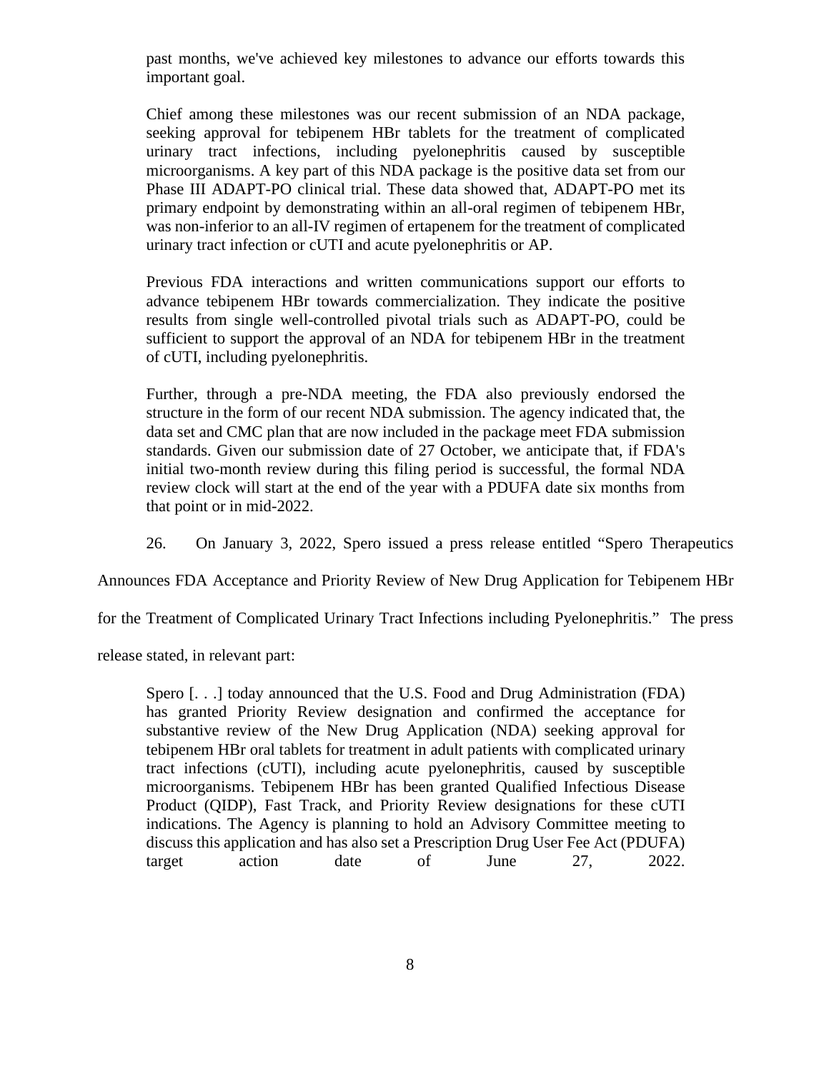> past months, we've achieved key milestones to advance our efforts towards this important goal.
>
> Chief among these milestones was our recent submission of an NDA package, seeking approval for tebipenem HBr tablets for the treatment of complicated urinary tract infections, including pyelonephritis caused by susceptible microorganisms. A key part of this NDA package is the positive data set from our Phase III ADAPT-PO clinical trial. These data showed that, ADAPT-PO met its primary endpoint by demonstrating within an all-oral regimen of tebipenem HBr, was non-inferior to an all-IV regimen of ertapenem for the treatment of complicated urinary tract infection or cUTI and acute pyelonephritis or AP.
>
> Previous FDA interactions and written communications support our efforts to advance tebipenem HBr towards commercialization. They indicate the positive results from single well-controlled pivotal trials such as ADAPT-PO, could be sufficient to support the approval of an NDA for tebipenem HBr in the treatment of cUTI, including pyelonephritis.
>
> Further, through a pre-NDA meeting, the FDA also previously endorsed the structure in the form of our recent NDA submission. The agency indicated that, the data set and CMC plan that are now included in the package meet FDA submission standards. Given our submission date of 27 October, we anticipate that, if FDA's initial two-month review during this filing period is successful, the formal NDA review clock will start at the end of the year with a PDUFA date six months from that point or in mid-2022.

26. On January 3, 2022, Spero issued a press release entitled "Spero Therapeutics Announces FDA Acceptance and Priority Review of New Drug Application for Tebipenem HBr for the Treatment of Complicated Urinary Tract Infections including Pyelonephritis." The press release stated, in relevant part:

> Spero [. . .] today announced that the U.S. Food and Drug Administration (FDA) has granted Priority Review designation and confirmed the acceptance for substantive review of the New Drug Application (NDA) seeking approval for tebipenem HBr oral tablets for treatment in adult patients with complicated urinary tract infections (cUTI), including acute pyelonephritis, caused by susceptible microorganisms. Tebipenem HBr has been granted Qualified Infectious Disease Product (QIDP), Fast Track, and Priority Review designations for these cUTI indications. The Agency is planning to hold an Advisory Committee meeting to discuss this application and has also set a Prescription Drug User Fee Act (PDUFA) target action date of June 27, 2022.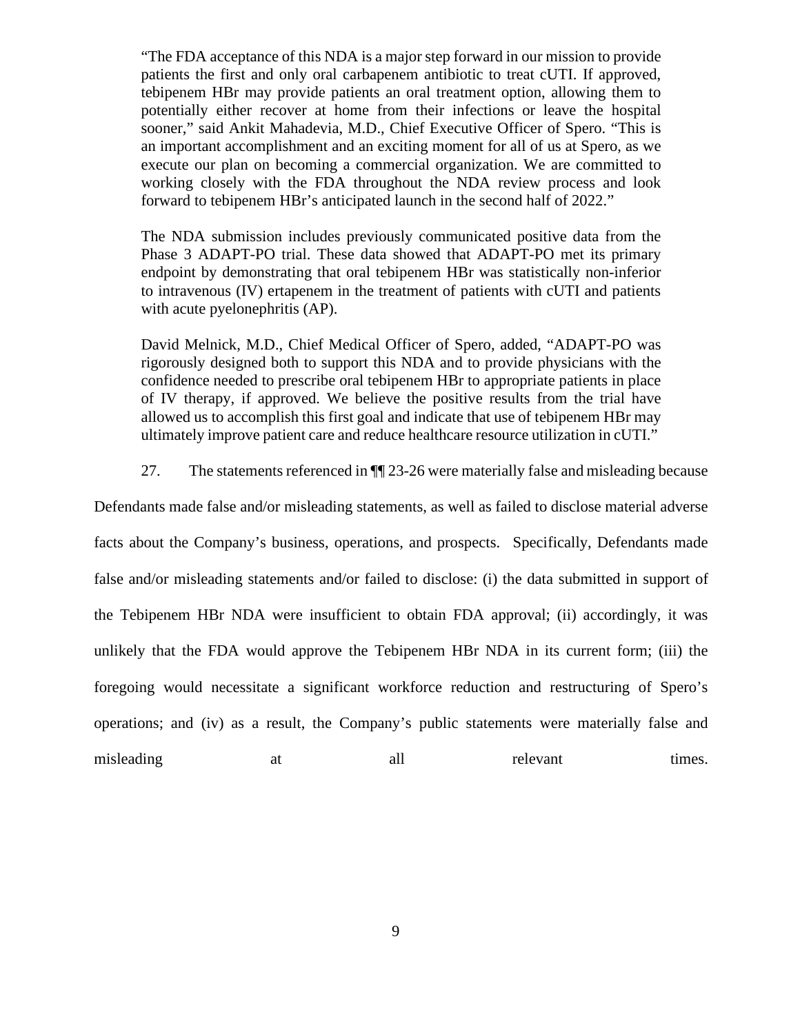> "The FDA acceptance of this NDA is a major step forward in our mission to provide patients the first and only oral carbapenem antibiotic to treat cUTI. If approved, tebipenem HBr may provide patients an oral treatment option, allowing them to potentially either recover at home from their infections or leave the hospital sooner," said Ankit Mahadevia, M.D., Chief Executive Officer of Spero. "This is an important accomplishment and an exciting moment for all of us at Spero, as we execute our plan on becoming a commercial organization. We are committed to working closely with the FDA throughout the NDA review process and look forward to tebipenem HBr's anticipated launch in the second half of 2022."
>
> The NDA submission includes previously communicated positive data from the Phase 3 ADAPT-PO trial. These data showed that ADAPT-PO met its primary endpoint by demonstrating that oral tebipenem HBr was statistically non-inferior to intravenous (IV) ertapenem in the treatment of patients with cUTI and patients with acute pyelonephritis (AP).
>
> David Melnick, M.D., Chief Medical Officer of Spero, added, "ADAPT-PO was rigorously designed both to support this NDA and to provide physicians with the confidence needed to prescribe oral tebipenem HBr to appropriate patients in place of IV therapy, if approved. We believe the positive results from the trial have allowed us to accomplish this first goal and indicate that use of tebipenem HBr may ultimately improve patient care and reduce healthcare resource utilization in cUTI."

27. The statements referenced in ¶¶ 23-26 were materially false and misleading because Defendants made false and/or misleading statements, as well as failed to disclose material adverse facts about the Company's business, operations, and prospects. Specifically, Defendants made false and/or misleading statements and/or failed to disclose: (i) the data submitted in support of the Tebipenem HBr NDA were insufficient to obtain FDA approval; (ii) accordingly, it was unlikely that the FDA would approve the Tebipenem HBr NDA in its current form; (iii) the foregoing would necessitate a significant workforce reduction and restructuring of Spero's operations; and (iv) as a result, the Company's public statements were materially false and misleading at all relevant times.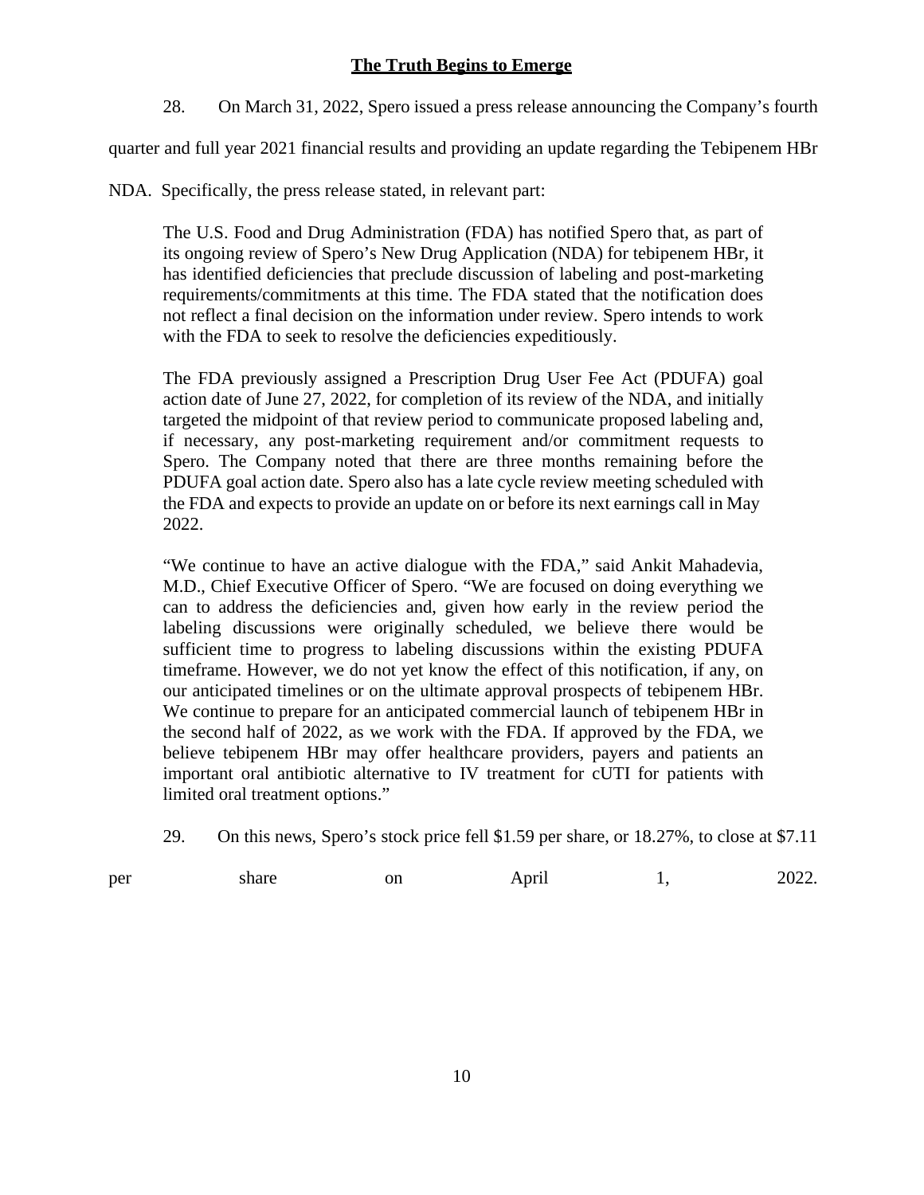## The Truth Begins to Emerge

28. On March 31, 2022, Spero issued a press release announcing the Company's fourth quarter and full year 2021 financial results and providing an update regarding the Tebipenem HBr NDA. Specifically, the press release stated, in relevant part:

> The U.S. Food and Drug Administration (FDA) has notified Spero that, as part of its ongoing review of Spero's New Drug Application (NDA) for tebipenem HBr, it has identified deficiencies that preclude discussion of labeling and post-marketing requirements/commitments at this time. The FDA stated that the notification does not reflect a final decision on the information under review. Spero intends to work with the FDA to seek to resolve the deficiencies expeditiously.
>
> The FDA previously assigned a Prescription Drug User Fee Act (PDUFA) goal action date of June 27, 2022, for completion of its review of the NDA, and initially targeted the midpoint of that review period to communicate proposed labeling and, if necessary, any post-marketing requirement and/or commitment requests to Spero. The Company noted that there are three months remaining before the PDUFA goal action date. Spero also has a late cycle review meeting scheduled with the FDA and expects to provide an update on or before its next earnings call in May 2022.
>
> "We continue to have an active dialogue with the FDA," said Ankit Mahadevia, M.D., Chief Executive Officer of Spero. "We are focused on doing everything we can to address the deficiencies and, given how early in the review period the labeling discussions were originally scheduled, we believe there would be sufficient time to progress to labeling discussions within the existing PDUFA timeframe. However, we do not yet know the effect of this notification, if any, on our anticipated timelines or on the ultimate approval prospects of tebipenem HBr. We continue to prepare for an anticipated commercial launch of tebipenem HBr in the second half of 2022, as we work with the FDA. If approved by the FDA, we believe tebipenem HBr may offer healthcare providers, payers and patients an important oral antibiotic alternative to IV treatment for cUTI for patients with limited oral treatment options."

29. On this news, Spero's stock price fell $1.59 per share, or 18.27%, to close at $7.11 per share on April 1, 2022.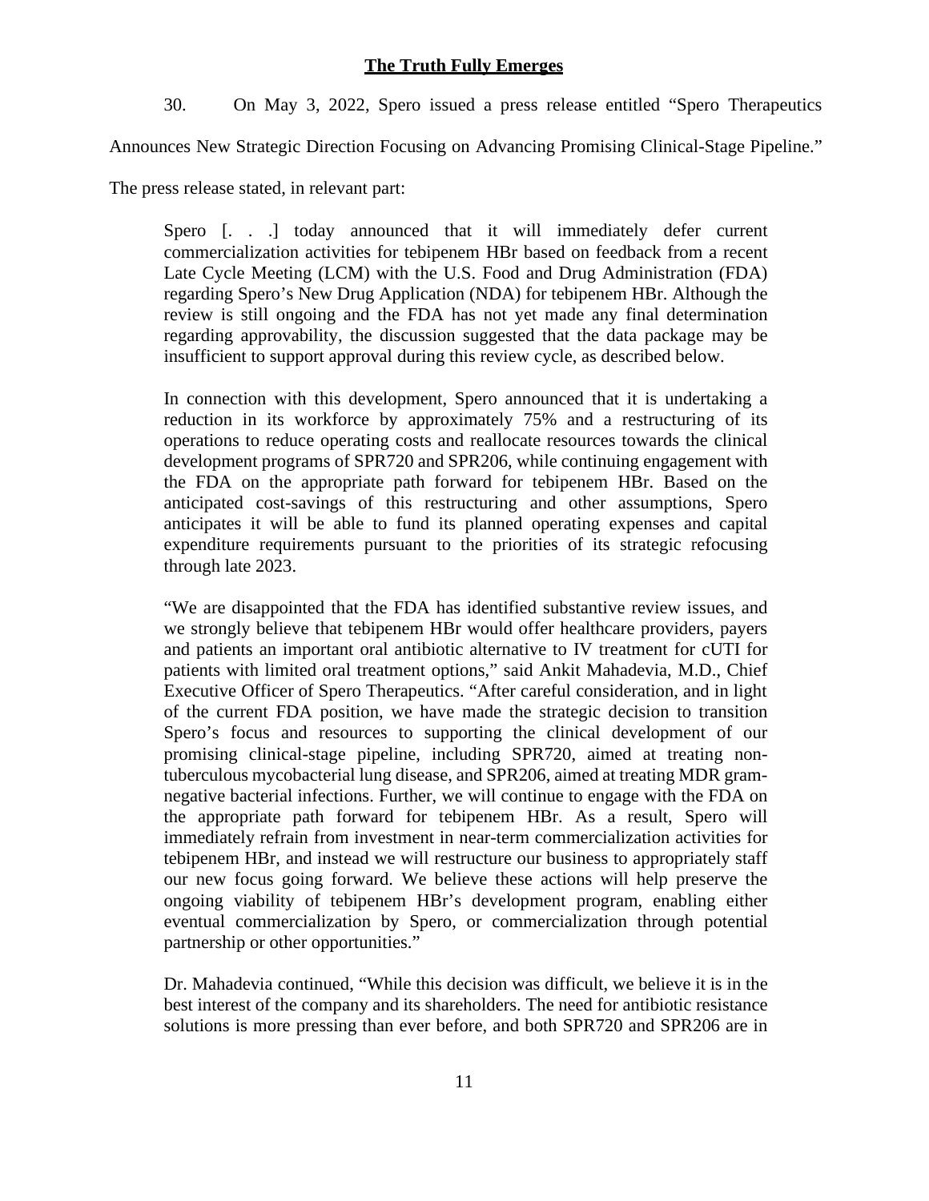## The Truth Fully Emerges

30. On May 3, 2022, Spero issued a press release entitled "Spero Therapeutics Announces New Strategic Direction Focusing on Advancing Promising Clinical-Stage Pipeline." The press release stated, in relevant part:

> Spero [. . .] today announced that it will immediately defer current commercialization activities for tebipenem HBr based on feedback from a recent Late Cycle Meeting (LCM) with the U.S. Food and Drug Administration (FDA) regarding Spero's New Drug Application (NDA) for tebipenem HBr. Although the review is still ongoing and the FDA has not yet made any final determination regarding approvability, the discussion suggested that the data package may be insufficient to support approval during this review cycle, as described below.
>
> In connection with this development, Spero announced that it is undertaking a reduction in its workforce by approximately 75% and a restructuring of its operations to reduce operating costs and reallocate resources towards the clinical development programs of SPR720 and SPR206, while continuing engagement with the FDA on the appropriate path forward for tebipenem HBr. Based on the anticipated cost-savings of this restructuring and other assumptions, Spero anticipates it will be able to fund its planned operating expenses and capital expenditure requirements pursuant to the priorities of its strategic refocusing through late 2023.
>
> "We are disappointed that the FDA has identified substantive review issues, and we strongly believe that tebipenem HBr would offer healthcare providers, payers and patients an important oral antibiotic alternative to IV treatment for cUTI for patients with limited oral treatment options," said Ankit Mahadevia, M.D., Chief Executive Officer of Spero Therapeutics. "After careful consideration, and in light of the current FDA position, we have made the strategic decision to transition Spero's focus and resources to supporting the clinical development of our promising clinical-stage pipeline, including SPR720, aimed at treating non-tuberculous mycobacterial lung disease, and SPR206, aimed at treating MDR gram-negative bacterial infections. Further, we will continue to engage with the FDA on the appropriate path forward for tebipenem HBr. As a result, Spero will immediately refrain from investment in near-term commercialization activities for tebipenem HBr, and instead we will restructure our business to appropriately staff our new focus going forward. We believe these actions will help preserve the ongoing viability of tebipenem HBr's development program, enabling either eventual commercialization by Spero, or commercialization through potential partnership or other opportunities."
>
> Dr. Mahadevia continued, "While this decision was difficult, we believe it is in the best interest of the company and its shareholders. The need for antibiotic resistance solutions is more pressing than ever before, and both SPR720 and SPR206 are in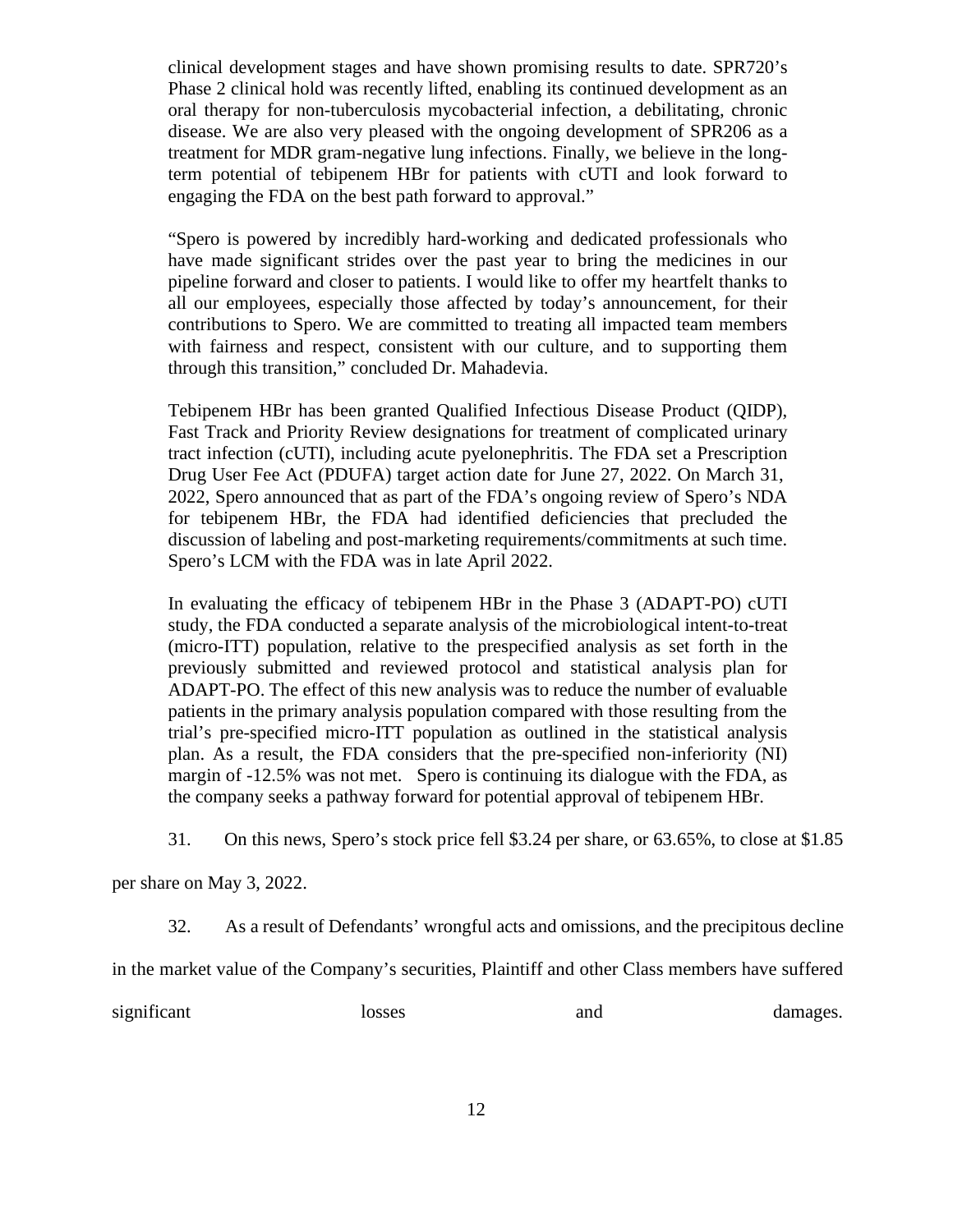> clinical development stages and have shown promising results to date. SPR720's Phase 2 clinical hold was recently lifted, enabling its continued development as an oral therapy for non-tuberculosis mycobacterial infection, a debilitating, chronic disease. We are also very pleased with the ongoing development of SPR206 as a treatment for MDR gram-negative lung infections. Finally, we believe in the long-term potential of tebipenem HBr for patients with cUTI and look forward to engaging the FDA on the best path forward to approval."
>
> "Spero is powered by incredibly hard-working and dedicated professionals who have made significant strides over the past year to bring the medicines in our pipeline forward and closer to patients. I would like to offer my heartfelt thanks to all our employees, especially those affected by today's announcement, for their contributions to Spero. We are committed to treating all impacted team members with fairness and respect, consistent with our culture, and to supporting them through this transition," concluded Dr. Mahadevia.
>
> Tebipenem HBr has been granted Qualified Infectious Disease Product (QIDP), Fast Track and Priority Review designations for treatment of complicated urinary tract infection (cUTI), including acute pyelonephritis. The FDA set a Prescription Drug User Fee Act (PDUFA) target action date for June 27, 2022. On March 31, 2022, Spero announced that as part of the FDA's ongoing review of Spero's NDA for tebipenem HBr, the FDA had identified deficiencies that precluded the discussion of labeling and post-marketing requirements/commitments at such time. Spero's LCM with the FDA was in late April 2022.
>
> In evaluating the efficacy of tebipenem HBr in the Phase 3 (ADAPT-PO) cUTI study, the FDA conducted a separate analysis of the microbiological intent-to-treat (micro-ITT) population, relative to the prespecified analysis as set forth in the previously submitted and reviewed protocol and statistical analysis plan for ADAPT-PO. The effect of this new analysis was to reduce the number of evaluable patients in the primary analysis population compared with those resulting from the trial's pre-specified micro-ITT population as outlined in the statistical analysis plan. As a result, the FDA considers that the pre-specified non-inferiority (NI) margin of -12.5% was not met. Spero is continuing its dialogue with the FDA, as the company seeks a pathway forward for potential approval of tebipenem HBr.

31. On this news, Spero's stock price fell $3.24 per share, or 63.65%, to close at $1.85 per share on May 3, 2022.

32. As a result of Defendants' wrongful acts and omissions, and the precipitous decline in the market value of the Company's securities, Plaintiff and other Class members have suffered significant losses and damages.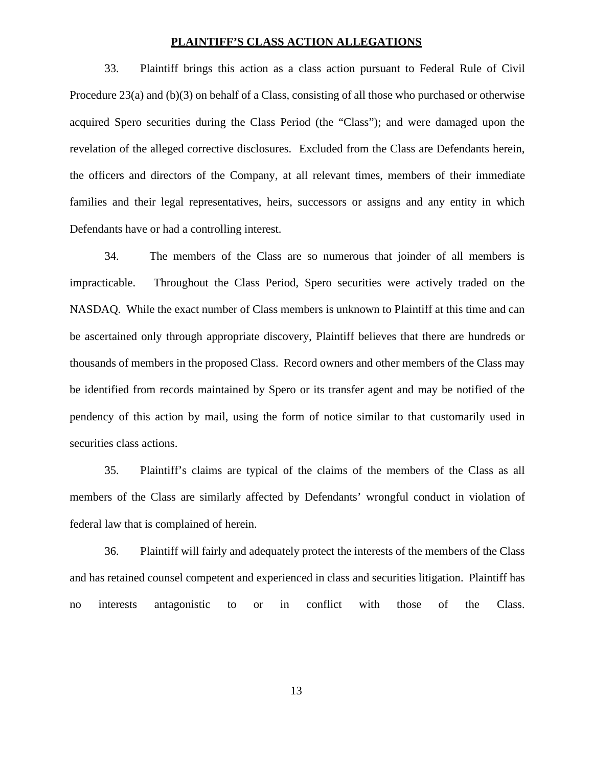**PLAINTIFF'S CLASS ACTION ALLEGATIONS**

33. Plaintiff brings this action as a class action pursuant to Federal Rule of Civil Procedure 23(a) and (b)(3) on behalf of a Class, consisting of all those who purchased or otherwise acquired Spero securities during the Class Period (the "Class"); and were damaged upon the revelation of the alleged corrective disclosures. Excluded from the Class are Defendants herein, the officers and directors of the Company, at all relevant times, members of their immediate families and their legal representatives, heirs, successors or assigns and any entity in which Defendants have or had a controlling interest.

34. The members of the Class are so numerous that joinder of all members is impracticable. Throughout the Class Period, Spero securities were actively traded on the NASDAQ. While the exact number of Class members is unknown to Plaintiff at this time and can be ascertained only through appropriate discovery, Plaintiff believes that there are hundreds or thousands of members in the proposed Class. Record owners and other members of the Class may be identified from records maintained by Spero or its transfer agent and may be notified of the pendency of this action by mail, using the form of notice similar to that customarily used in securities class actions.

35. Plaintiff's claims are typical of the claims of the members of the Class as all members of the Class are similarly affected by Defendants' wrongful conduct in violation of federal law that is complained of herein.

36. Plaintiff will fairly and adequately protect the interests of the members of the Class and has retained counsel competent and experienced in class and securities litigation. Plaintiff has no interests antagonistic to or in conflict with those of the Class.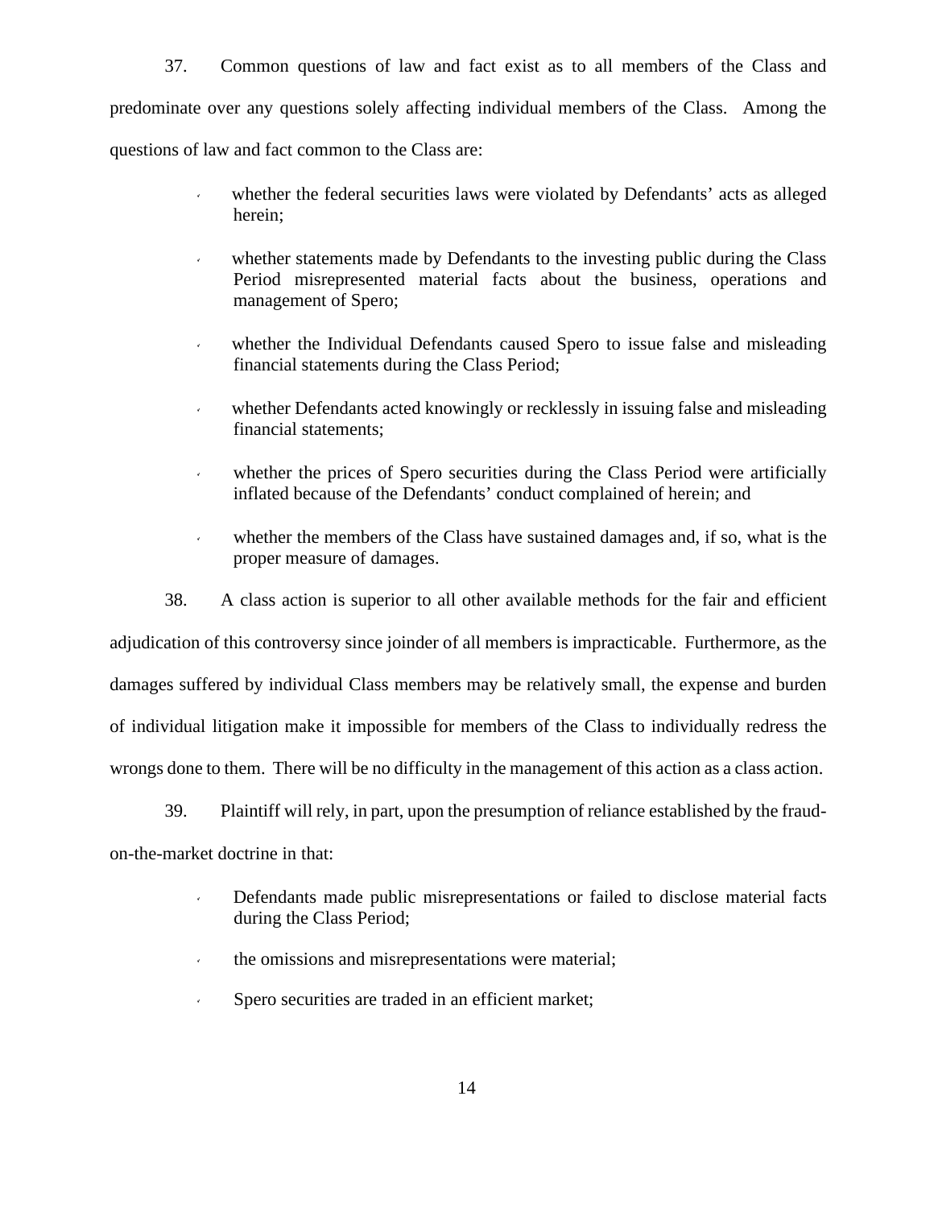37. Common questions of law and fact exist as to all members of the Class and predominate over any questions solely affecting individual members of the Class. Among the questions of law and fact common to the Class are:

- whether the federal securities laws were violated by Defendants' acts as alleged herein;
- whether statements made by Defendants to the investing public during the Class Period misrepresented material facts about the business, operations and management of Spero;
- whether the Individual Defendants caused Spero to issue false and misleading financial statements during the Class Period;
- whether Defendants acted knowingly or recklessly in issuing false and misleading financial statements;
- whether the prices of Spero securities during the Class Period were artificially inflated because of the Defendants' conduct complained of herein; and
- whether the members of the Class have sustained damages and, if so, what is the proper measure of damages.

38. A class action is superior to all other available methods for the fair and efficient adjudication of this controversy since joinder of all members is impracticable. Furthermore, as the damages suffered by individual Class members may be relatively small, the expense and burden of individual litigation make it impossible for members of the Class to individually redress the wrongs done to them. There will be no difficulty in the management of this action as a class action.

39. Plaintiff will rely, in part, upon the presumption of reliance established by the fraud-on-the-market doctrine in that:

- Defendants made public misrepresentations or failed to disclose material facts during the Class Period;
- the omissions and misrepresentations were material;
- Spero securities are traded in an efficient market;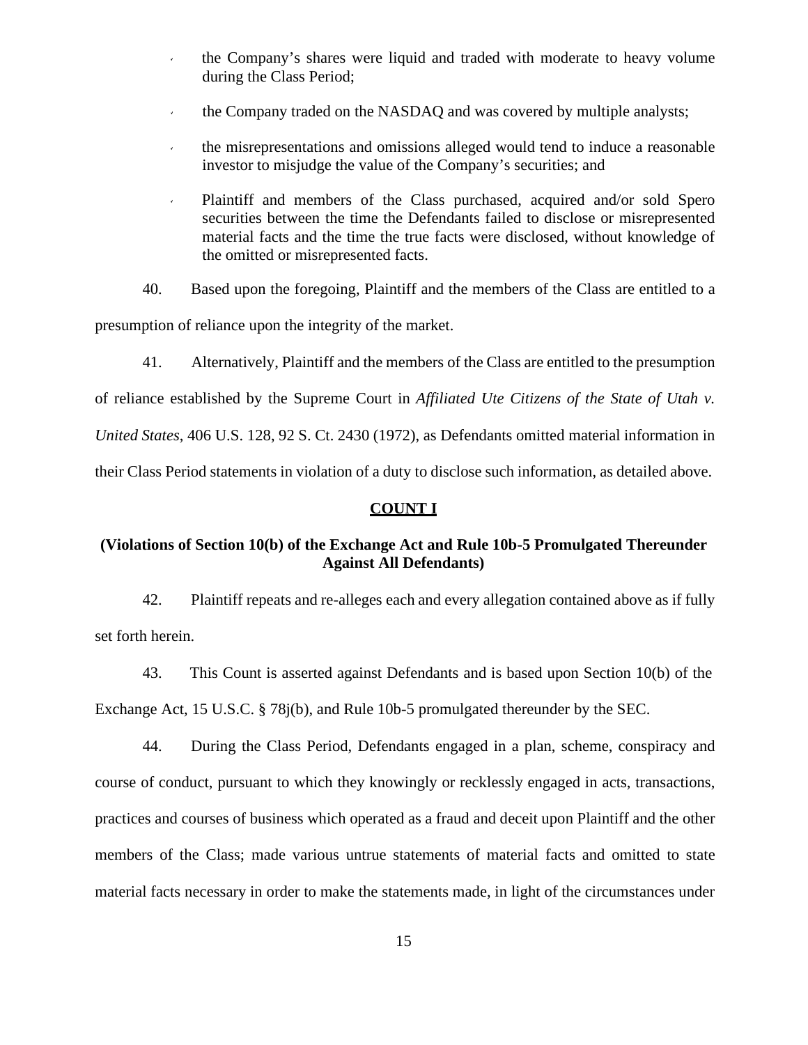- the Company's shares were liquid and traded with moderate to heavy volume during the Class Period;
- the Company traded on the NASDAQ and was covered by multiple analysts;
- the misrepresentations and omissions alleged would tend to induce a reasonable investor to misjudge the value of the Company's securities; and
- Plaintiff and members of the Class purchased, acquired and/or sold Spero securities between the time the Defendants failed to disclose or misrepresented material facts and the time the true facts were disclosed, without knowledge of the omitted or misrepresented facts.

40. Based upon the foregoing, Plaintiff and the members of the Class are entitled to a presumption of reliance upon the integrity of the market.

41. Alternatively, Plaintiff and the members of the Class are entitled to the presumption of reliance established by the Supreme Court in *Affiliated Ute Citizens of the State of Utah v. United States*, 406 U.S. 128, 92 S. Ct. 2430 (1972), as Defendants omitted material information in their Class Period statements in violation of a duty to disclose such information, as detailed above.

**COUNT I**

**(Violations of Section 10(b) of the Exchange Act and Rule 10b-5 Promulgated Thereunder Against All Defendants)**

42. Plaintiff repeats and re-alleges each and every allegation contained above as if fully set forth herein.

43. This Count is asserted against Defendants and is based upon Section 10(b) of the Exchange Act, 15 U.S.C. § 78j(b), and Rule 10b-5 promulgated thereunder by the SEC.

44. During the Class Period, Defendants engaged in a plan, scheme, conspiracy and course of conduct, pursuant to which they knowingly or recklessly engaged in acts, transactions, practices and courses of business which operated as a fraud and deceit upon Plaintiff and the other members of the Class; made various untrue statements of material facts and omitted to state material facts necessary in order to make the statements made, in light of the circumstances under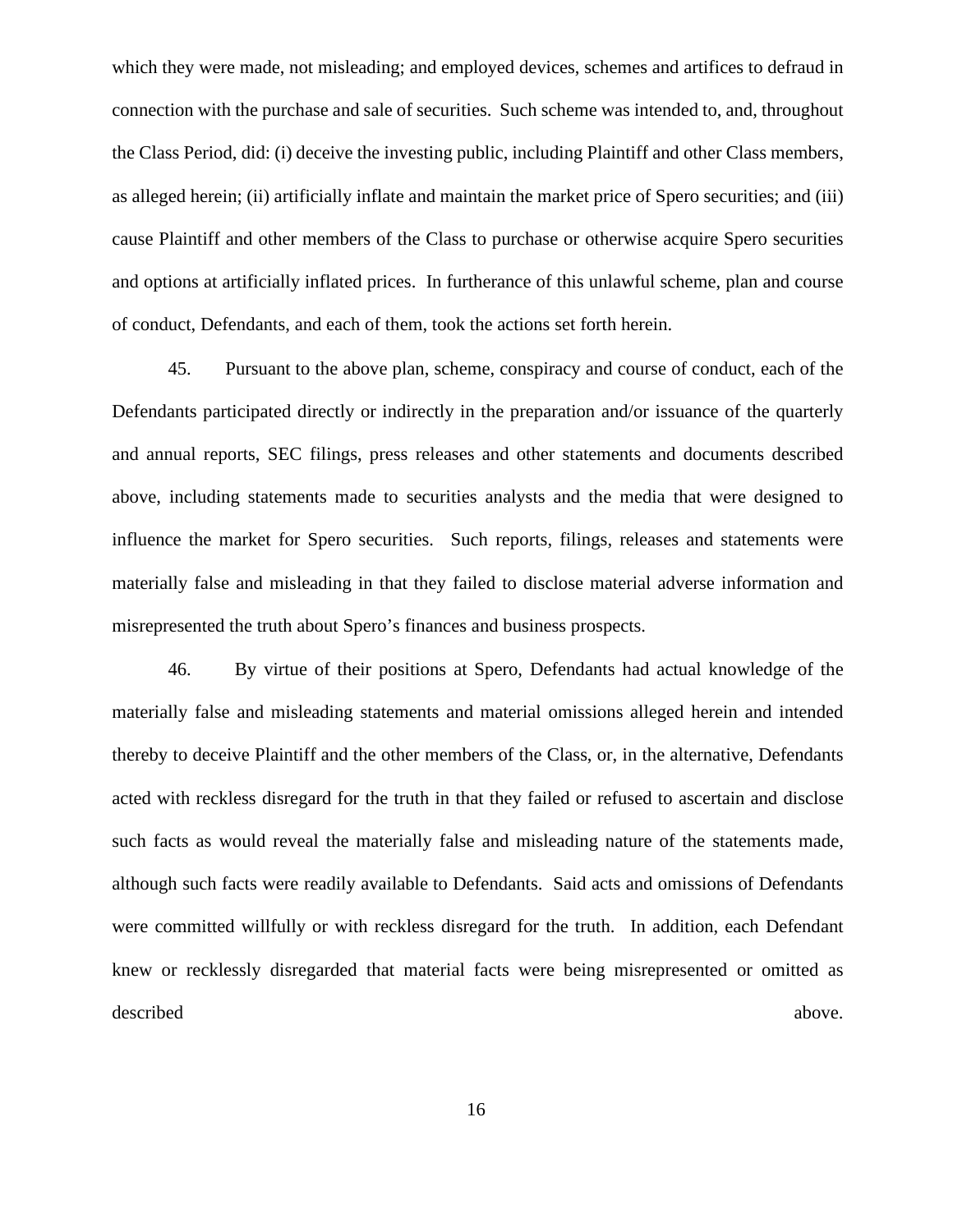which they were made, not misleading; and employed devices, schemes and artifices to defraud in connection with the purchase and sale of securities. Such scheme was intended to, and, throughout the Class Period, did: (i) deceive the investing public, including Plaintiff and other Class members, as alleged herein; (ii) artificially inflate and maintain the market price of Spero securities; and (iii) cause Plaintiff and other members of the Class to purchase or otherwise acquire Spero securities and options at artificially inflated prices. In furtherance of this unlawful scheme, plan and course of conduct, Defendants, and each of them, took the actions set forth herein.

45. Pursuant to the above plan, scheme, conspiracy and course of conduct, each of the Defendants participated directly or indirectly in the preparation and/or issuance of the quarterly and annual reports, SEC filings, press releases and other statements and documents described above, including statements made to securities analysts and the media that were designed to influence the market for Spero securities. Such reports, filings, releases and statements were materially false and misleading in that they failed to disclose material adverse information and misrepresented the truth about Spero's finances and business prospects.

46. By virtue of their positions at Spero, Defendants had actual knowledge of the materially false and misleading statements and material omissions alleged herein and intended thereby to deceive Plaintiff and the other members of the Class, or, in the alternative, Defendants acted with reckless disregard for the truth in that they failed or refused to ascertain and disclose such facts as would reveal the materially false and misleading nature of the statements made, although such facts were readily available to Defendants. Said acts and omissions of Defendants were committed willfully or with reckless disregard for the truth. In addition, each Defendant knew or recklessly disregarded that material facts were being misrepresented or omitted as described above.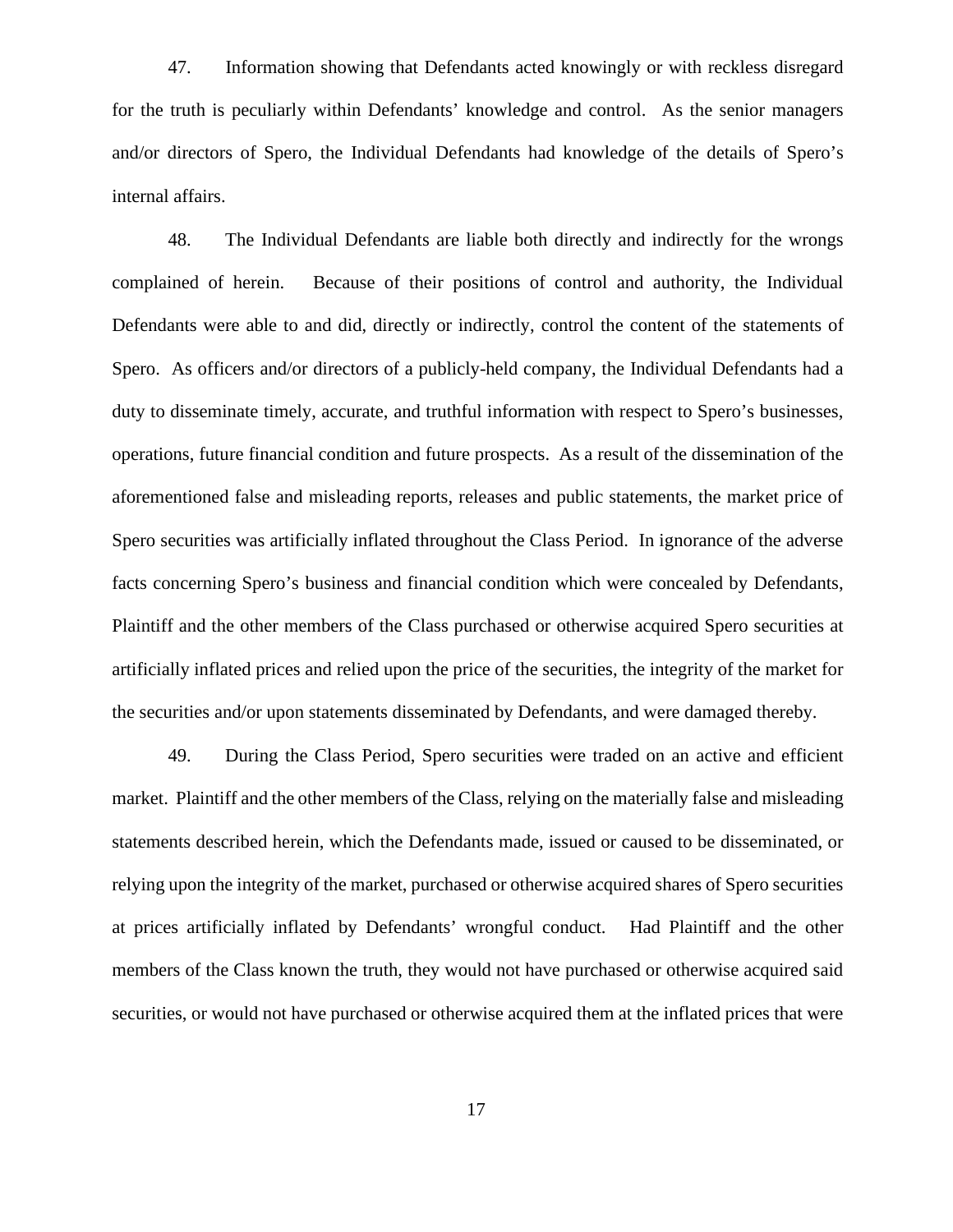47. Information showing that Defendants acted knowingly or with reckless disregard for the truth is peculiarly within Defendants' knowledge and control. As the senior managers and/or directors of Spero, the Individual Defendants had knowledge of the details of Spero's internal affairs.

48. The Individual Defendants are liable both directly and indirectly for the wrongs complained of herein. Because of their positions of control and authority, the Individual Defendants were able to and did, directly or indirectly, control the content of the statements of Spero. As officers and/or directors of a publicly-held company, the Individual Defendants had a duty to disseminate timely, accurate, and truthful information with respect to Spero's businesses, operations, future financial condition and future prospects. As a result of the dissemination of the aforementioned false and misleading reports, releases and public statements, the market price of Spero securities was artificially inflated throughout the Class Period. In ignorance of the adverse facts concerning Spero's business and financial condition which were concealed by Defendants, Plaintiff and the other members of the Class purchased or otherwise acquired Spero securities at artificially inflated prices and relied upon the price of the securities, the integrity of the market for the securities and/or upon statements disseminated by Defendants, and were damaged thereby.

49. During the Class Period, Spero securities were traded on an active and efficient market. Plaintiff and the other members of the Class, relying on the materially false and misleading statements described herein, which the Defendants made, issued or caused to be disseminated, or relying upon the integrity of the market, purchased or otherwise acquired shares of Spero securities at prices artificially inflated by Defendants' wrongful conduct. Had Plaintiff and the other members of the Class known the truth, they would not have purchased or otherwise acquired said securities, or would not have purchased or otherwise acquired them at the inflated prices that were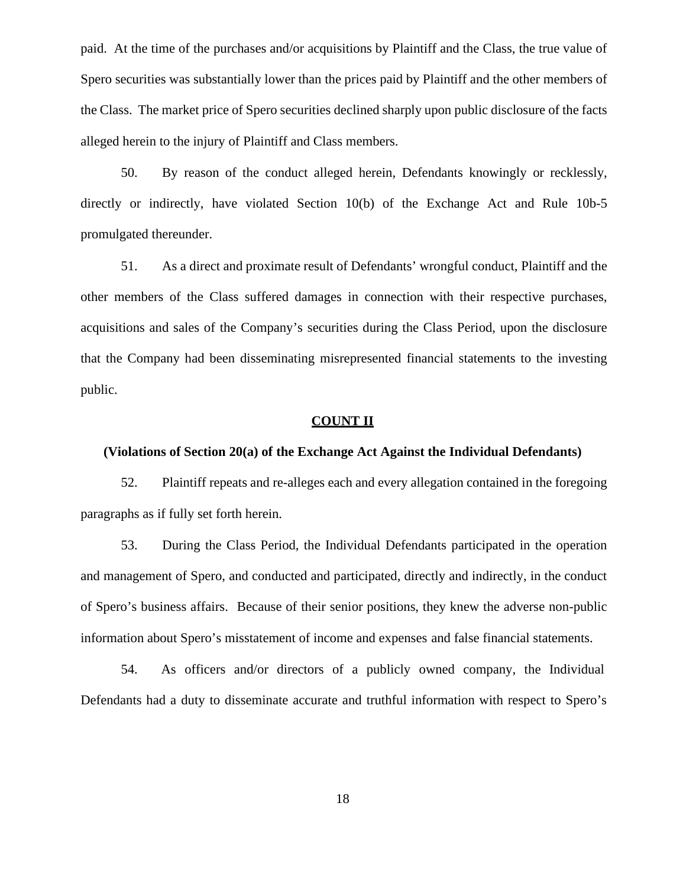paid. At the time of the purchases and/or acquisitions by Plaintiff and the Class, the true value of Spero securities was substantially lower than the prices paid by Plaintiff and the other members of the Class. The market price of Spero securities declined sharply upon public disclosure of the facts alleged herein to the injury of Plaintiff and Class members.

50. By reason of the conduct alleged herein, Defendants knowingly or recklessly, directly or indirectly, have violated Section 10(b) of the Exchange Act and Rule 10b-5 promulgated thereunder.

51. As a direct and proximate result of Defendants' wrongful conduct, Plaintiff and the other members of the Class suffered damages in connection with their respective purchases, acquisitions and sales of the Company's securities during the Class Period, upon the disclosure that the Company had been disseminating misrepresented financial statements to the investing public.

## COUNT II

**(Violations of Section 20(a) of the Exchange Act Against the Individual Defendants)**

52. Plaintiff repeats and re-alleges each and every allegation contained in the foregoing paragraphs as if fully set forth herein.

53. During the Class Period, the Individual Defendants participated in the operation and management of Spero, and conducted and participated, directly and indirectly, in the conduct of Spero's business affairs. Because of their senior positions, they knew the adverse non-public information about Spero's misstatement of income and expenses and false financial statements.

54. As officers and/or directors of a publicly owned company, the Individual Defendants had a duty to disseminate accurate and truthful information with respect to Spero's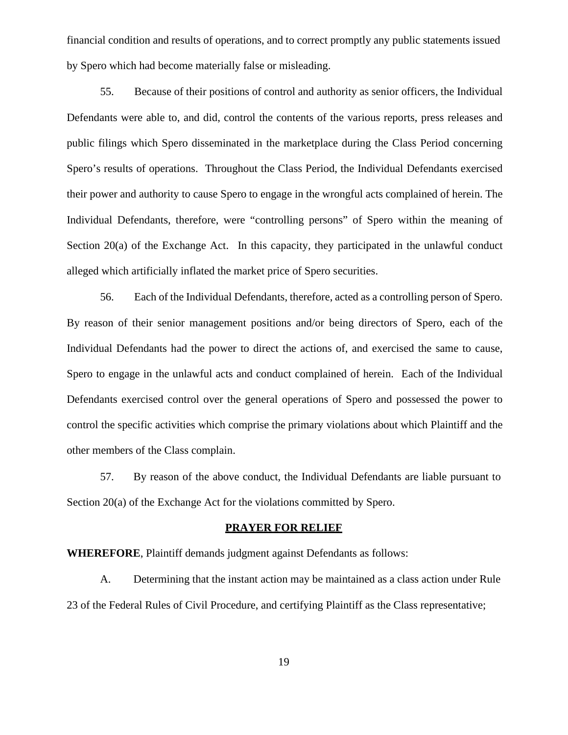financial condition and results of operations, and to correct promptly any public statements issued by Spero which had become materially false or misleading.

55. Because of their positions of control and authority as senior officers, the Individual Defendants were able to, and did, control the contents of the various reports, press releases and public filings which Spero disseminated in the marketplace during the Class Period concerning Spero's results of operations. Throughout the Class Period, the Individual Defendants exercised their power and authority to cause Spero to engage in the wrongful acts complained of herein. The Individual Defendants, therefore, were "controlling persons" of Spero within the meaning of Section 20(a) of the Exchange Act. In this capacity, they participated in the unlawful conduct alleged which artificially inflated the market price of Spero securities.

56. Each of the Individual Defendants, therefore, acted as a controlling person of Spero. By reason of their senior management positions and/or being directors of Spero, each of the Individual Defendants had the power to direct the actions of, and exercised the same to cause, Spero to engage in the unlawful acts and conduct complained of herein. Each of the Individual Defendants exercised control over the general operations of Spero and possessed the power to control the specific activities which comprise the primary violations about which Plaintiff and the other members of the Class complain.

57. By reason of the above conduct, the Individual Defendants are liable pursuant to Section 20(a) of the Exchange Act for the violations committed by Spero.

## PRAYER FOR RELIEF

**WHEREFORE**, Plaintiff demands judgment against Defendants as follows:

A. Determining that the instant action may be maintained as a class action under Rule 23 of the Federal Rules of Civil Procedure, and certifying Plaintiff as the Class representative;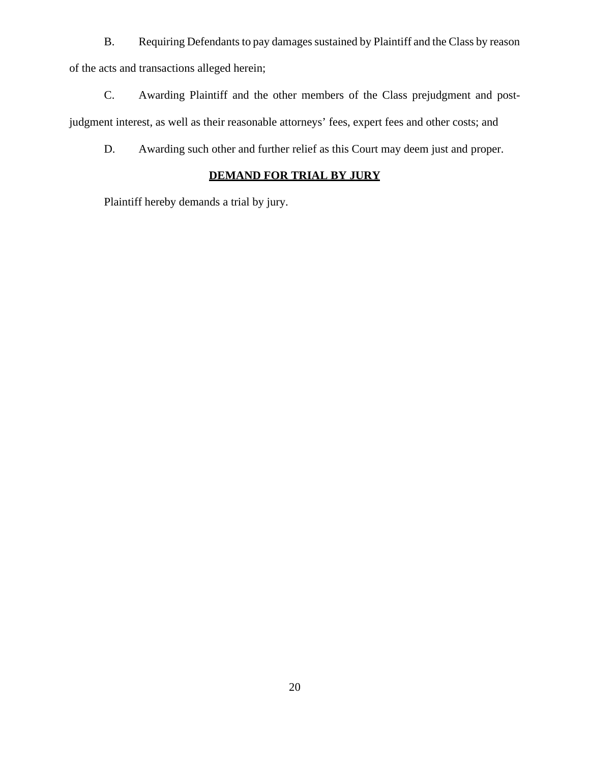B. Requiring Defendants to pay damages sustained by Plaintiff and the Class by reason of the acts and transactions alleged herein;

C. Awarding Plaintiff and the other members of the Class prejudgment and post-judgment interest, as well as their reasonable attorneys' fees, expert fees and other costs; and

D. Awarding such other and further relief as this Court may deem just and proper.

## DEMAND FOR TRIAL BY JURY

Plaintiff hereby demands a trial by jury.